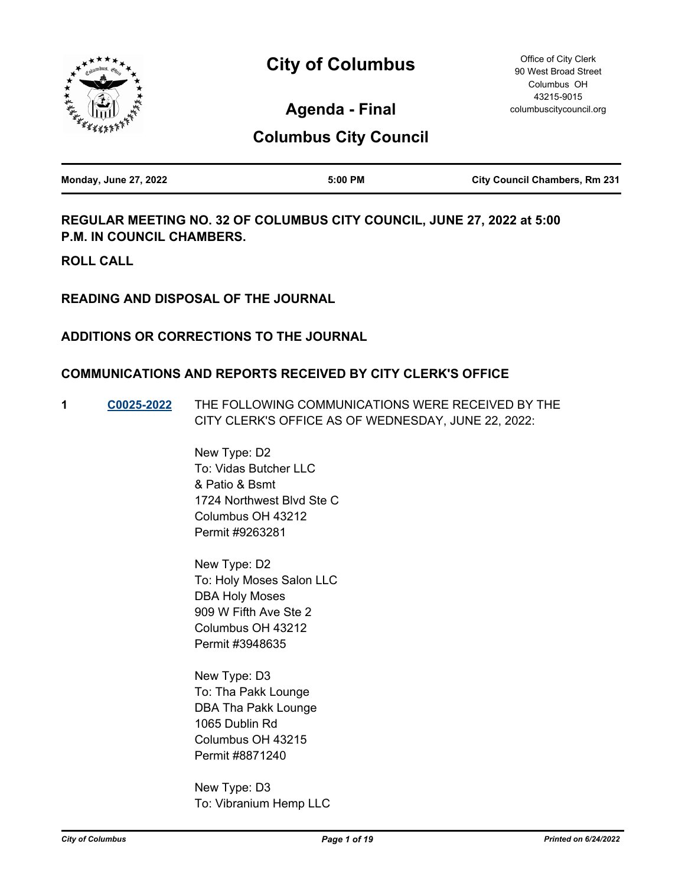# City of Columbus

## Agenda - Final

## Columbus City Council

Office of City Clerk
90 West Broad Street
Columbus OH
43215-9015
columbuscitycouncil.org

**Monday, June 27, 2022** | **5:00 PM** | **City Council Chambers, Rm 231**

**REGULAR MEETING NO. 32 OF COLUMBUS CITY COUNCIL, JUNE 27, 2022 at 5:00 P.M. IN COUNCIL CHAMBERS.**

**ROLL CALL**

**READING AND DISPOSAL OF THE JOURNAL**

**ADDITIONS OR CORRECTIONS TO THE JOURNAL**

**COMMUNICATIONS AND REPORTS RECEIVED BY CITY CLERK'S OFFICE**

**1** **C0025-2022** THE FOLLOWING COMMUNICATIONS WERE RECEIVED BY THE CITY CLERK'S OFFICE AS OF WEDNESDAY, JUNE 22, 2022:

New Type: D2
To: Vidas Butcher LLC
& Patio & Bsmt
1724 Northwest Blvd Ste C
Columbus OH 43212
Permit #9263281

New Type: D2
To: Holy Moses Salon LLC
DBA Holy Moses
909 W Fifth Ave Ste 2
Columbus OH 43212
Permit #3948635

New Type: D3
To: Tha Pakk Lounge
DBA Tha Pakk Lounge
1065 Dublin Rd
Columbus OH 43215
Permit #8871240

New Type: D3
To: Vibranium Hemp LLC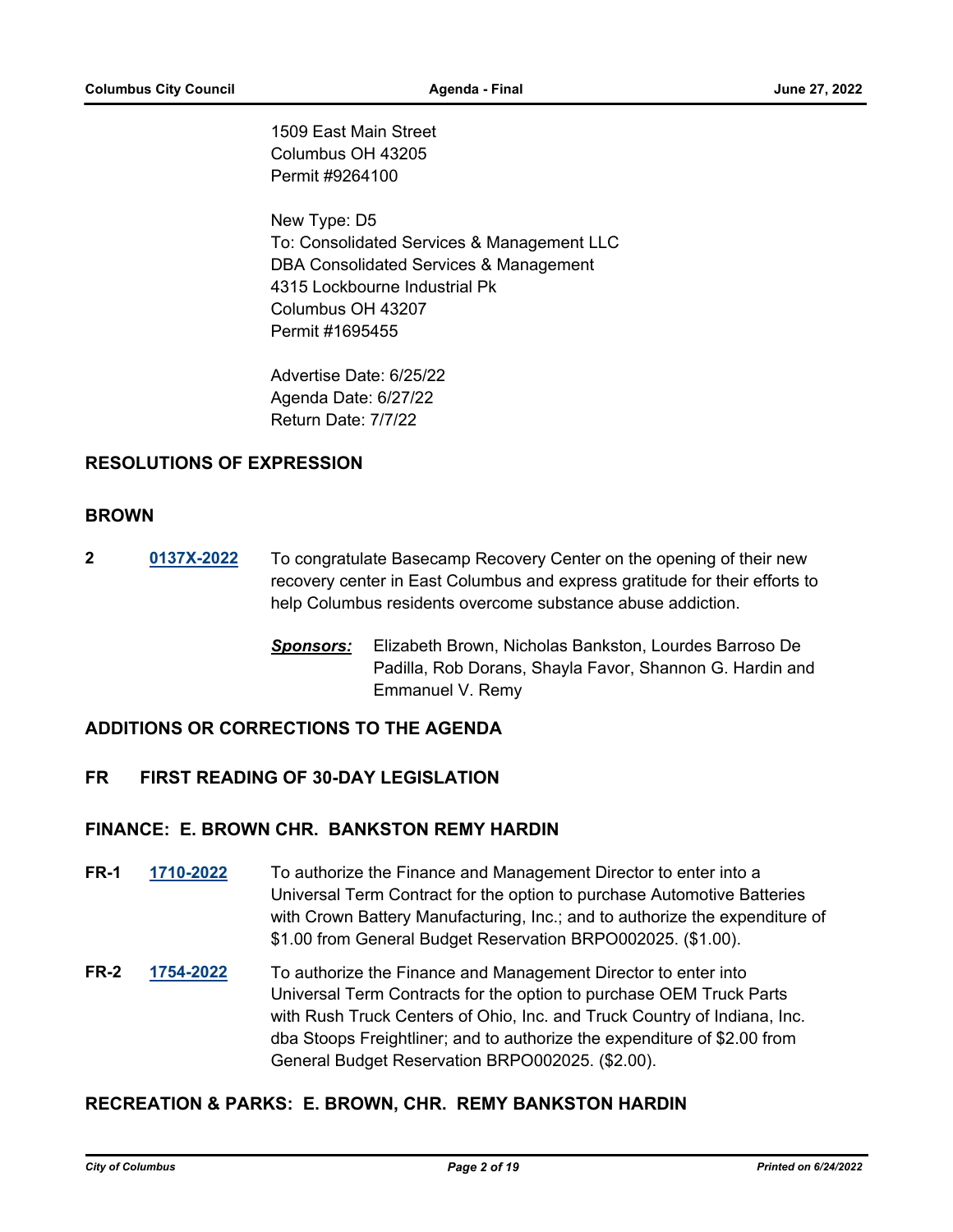1509 East Main Street
Columbus OH 43205
Permit #9264100

New Type: D5
To: Consolidated Services & Management LLC
DBA Consolidated Services & Management
4315 Lockbourne Industrial Pk
Columbus OH 43207
Permit #1695455

Advertise Date: 6/25/22
Agenda Date: 6/27/22
Return Date: 7/7/22

## RESOLUTIONS OF EXPRESSION

## BROWN

**2** **0137X-2022** To congratulate Basecamp Recovery Center on the opening of their new recovery center in East Columbus and express gratitude for their efforts to help Columbus residents overcome substance abuse addiction.

***Sponsors:*** Elizabeth Brown, Nicholas Bankston, Lourdes Barroso De Padilla, Rob Dorans, Shayla Favor, Shannon G. Hardin and Emmanuel V. Remy

## ADDITIONS OR CORRECTIONS TO THE AGENDA

## FR FIRST READING OF 30-DAY LEGISLATION

## FINANCE: E. BROWN CHR. BANKSTON REMY HARDIN

**FR-1** **1710-2022** To authorize the Finance and Management Director to enter into a Universal Term Contract for the option to purchase Automotive Batteries with Crown Battery Manufacturing, Inc.; and to authorize the expenditure of $1.00 from General Budget Reservation BRPO002025. ($1.00).

**FR-2** **1754-2022** To authorize the Finance and Management Director to enter into Universal Term Contracts for the option to purchase OEM Truck Parts with Rush Truck Centers of Ohio, Inc. and Truck Country of Indiana, Inc. dba Stoops Freightliner; and to authorize the expenditure of $2.00 from General Budget Reservation BRPO002025. ($2.00).

## RECREATION & PARKS: E. BROWN, CHR. REMY BANKSTON HARDIN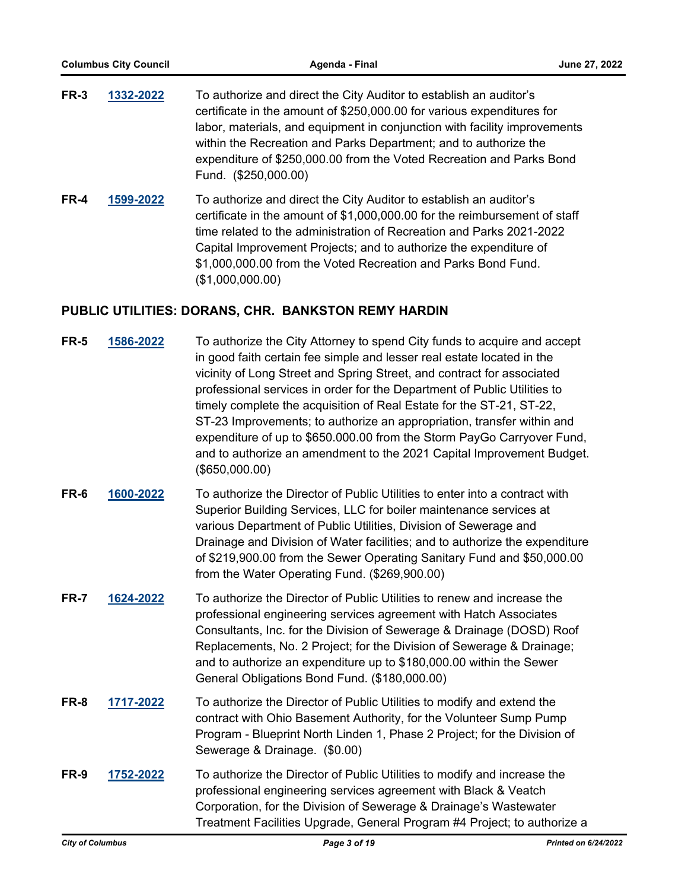**FR-3** **1332-2022** To authorize and direct the City Auditor to establish an auditor's certificate in the amount of $250,000.00 for various expenditures for labor, materials, and equipment in conjunction with facility improvements within the Recreation and Parks Department; and to authorize the expenditure of $250,000.00 from the Voted Recreation and Parks Bond Fund. ($250,000.00)

**FR-4** **1599-2022** To authorize and direct the City Auditor to establish an auditor's certificate in the amount of $1,000,000.00 for the reimbursement of staff time related to the administration of Recreation and Parks 2021-2022 Capital Improvement Projects; and to authorize the expenditure of $1,000,000.00 from the Voted Recreation and Parks Bond Fund. ($1,000,000.00)

## PUBLIC UTILITIES: DORANS, CHR. BANKSTON REMY HARDIN

**FR-5** **1586-2022** To authorize the City Attorney to spend City funds to acquire and accept in good faith certain fee simple and lesser real estate located in the vicinity of Long Street and Spring Street, and contract for associated professional services in order for the Department of Public Utilities to timely complete the acquisition of Real Estate for the ST-21, ST-22, ST-23 Improvements; to authorize an appropriation, transfer within and expenditure of up to $650.000.00 from the Storm PayGo Carryover Fund, and to authorize an amendment to the 2021 Capital Improvement Budget. ($650,000.00)

**FR-6** **1600-2022** To authorize the Director of Public Utilities to enter into a contract with Superior Building Services, LLC for boiler maintenance services at various Department of Public Utilities, Division of Sewerage and Drainage and Division of Water facilities; and to authorize the expenditure of $219,900.00 from the Sewer Operating Sanitary Fund and $50,000.00 from the Water Operating Fund. ($269,900.00)

**FR-7** **1624-2022** To authorize the Director of Public Utilities to renew and increase the professional engineering services agreement with Hatch Associates Consultants, Inc. for the Division of Sewerage & Drainage (DOSD) Roof Replacements, No. 2 Project; for the Division of Sewerage & Drainage; and to authorize an expenditure up to $180,000.00 within the Sewer General Obligations Bond Fund. ($180,000.00)

**FR-8** **1717-2022** To authorize the Director of Public Utilities to modify and extend the contract with Ohio Basement Authority, for the Volunteer Sump Pump Program - Blueprint North Linden 1, Phase 2 Project; for the Division of Sewerage & Drainage. ($0.00)

**FR-9** **1752-2022** To authorize the Director of Public Utilities to modify and increase the professional engineering services agreement with Black & Veatch Corporation, for the Division of Sewerage & Drainage's Wastewater Treatment Facilities Upgrade, General Program #4 Project; to authorize a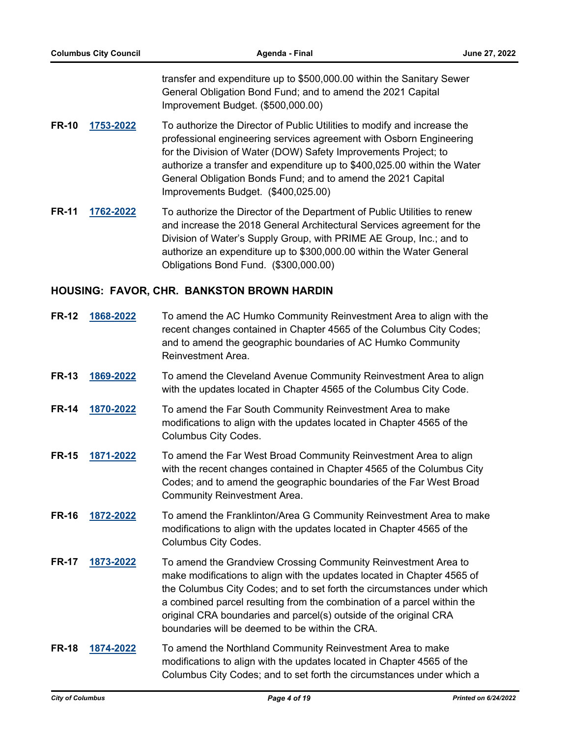transfer and expenditure up to $500,000.00 within the Sanitary Sewer General Obligation Bond Fund; and to amend the 2021 Capital Improvement Budget. ($500,000.00)

**FR-10** **1753-2022** To authorize the Director of Public Utilities to modify and increase the professional engineering services agreement with Osborn Engineering for the Division of Water (DOW) Safety Improvements Project; to authorize a transfer and expenditure up to $400,025.00 within the Water General Obligation Bonds Fund; and to amend the 2021 Capital Improvements Budget. ($400,025.00)

**FR-11** **1762-2022** To authorize the Director of the Department of Public Utilities to renew and increase the 2018 General Architectural Services agreement for the Division of Water's Supply Group, with PRIME AE Group, Inc.; and to authorize an expenditure up to $300,000.00 within the Water General Obligations Bond Fund. ($300,000.00)

## HOUSING: FAVOR, CHR. BANKSTON BROWN HARDIN

**FR-12** **1868-2022** To amend the AC Humko Community Reinvestment Area to align with the recent changes contained in Chapter 4565 of the Columbus City Codes; and to amend the geographic boundaries of AC Humko Community Reinvestment Area.

**FR-13** **1869-2022** To amend the Cleveland Avenue Community Reinvestment Area to align with the updates located in Chapter 4565 of the Columbus City Code.

**FR-14** **1870-2022** To amend the Far South Community Reinvestment Area to make modifications to align with the updates located in Chapter 4565 of the Columbus City Codes.

**FR-15** **1871-2022** To amend the Far West Broad Community Reinvestment Area to align with the recent changes contained in Chapter 4565 of the Columbus City Codes; and to amend the geographic boundaries of the Far West Broad Community Reinvestment Area.

**FR-16** **1872-2022** To amend the Franklinton/Area G Community Reinvestment Area to make modifications to align with the updates located in Chapter 4565 of the Columbus City Codes.

**FR-17** **1873-2022** To amend the Grandview Crossing Community Reinvestment Area to make modifications to align with the updates located in Chapter 4565 of the Columbus City Codes; and to set forth the circumstances under which a combined parcel resulting from the combination of a parcel within the original CRA boundaries and parcel(s) outside of the original CRA boundaries will be deemed to be within the CRA.

**FR-18** **1874-2022** To amend the Northland Community Reinvestment Area to make modifications to align with the updates located in Chapter 4565 of the Columbus City Codes; and to set forth the circumstances under which a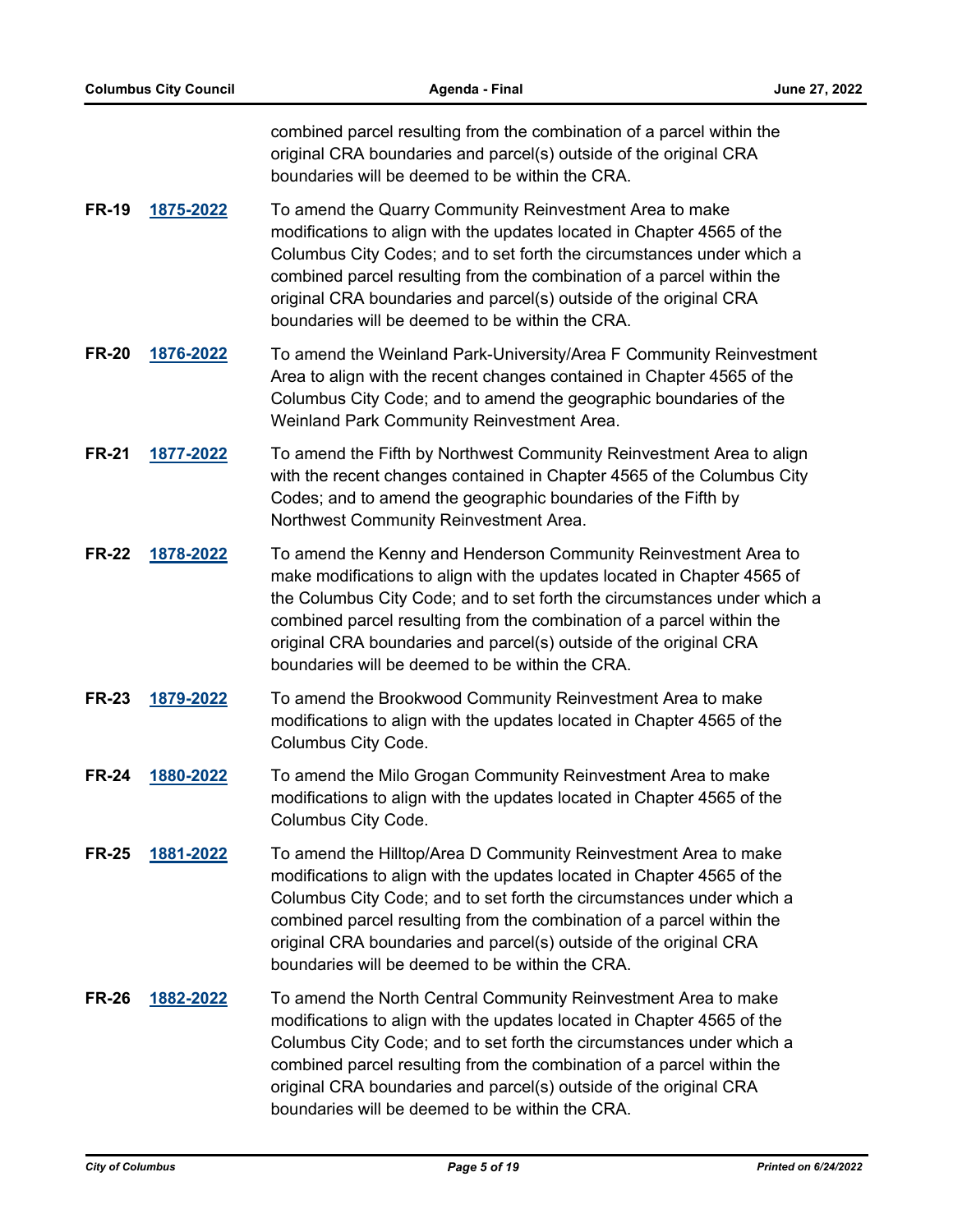combined parcel resulting from the combination of a parcel within the original CRA boundaries and parcel(s) outside of the original CRA boundaries will be deemed to be within the CRA.

**FR-19** **1875-2022** To amend the Quarry Community Reinvestment Area to make modifications to align with the updates located in Chapter 4565 of the Columbus City Codes; and to set forth the circumstances under which a combined parcel resulting from the combination of a parcel within the original CRA boundaries and parcel(s) outside of the original CRA boundaries will be deemed to be within the CRA.

**FR-20** **1876-2022** To amend the Weinland Park-University/Area F Community Reinvestment Area to align with the recent changes contained in Chapter 4565 of the Columbus City Code; and to amend the geographic boundaries of the Weinland Park Community Reinvestment Area.

**FR-21** **1877-2022** To amend the Fifth by Northwest Community Reinvestment Area to align with the recent changes contained in Chapter 4565 of the Columbus City Codes; and to amend the geographic boundaries of the Fifth by Northwest Community Reinvestment Area.

**FR-22** **1878-2022** To amend the Kenny and Henderson Community Reinvestment Area to make modifications to align with the updates located in Chapter 4565 of the Columbus City Code; and to set forth the circumstances under which a combined parcel resulting from the combination of a parcel within the original CRA boundaries and parcel(s) outside of the original CRA boundaries will be deemed to be within the CRA.

**FR-23** **1879-2022** To amend the Brookwood Community Reinvestment Area to make modifications to align with the updates located in Chapter 4565 of the Columbus City Code.

**FR-24** **1880-2022** To amend the Milo Grogan Community Reinvestment Area to make modifications to align with the updates located in Chapter 4565 of the Columbus City Code.

**FR-25** **1881-2022** To amend the Hilltop/Area D Community Reinvestment Area to make modifications to align with the updates located in Chapter 4565 of the Columbus City Code; and to set forth the circumstances under which a combined parcel resulting from the combination of a parcel within the original CRA boundaries and parcel(s) outside of the original CRA boundaries will be deemed to be within the CRA.

**FR-26** **1882-2022** To amend the North Central Community Reinvestment Area to make modifications to align with the updates located in Chapter 4565 of the Columbus City Code; and to set forth the circumstances under which a combined parcel resulting from the combination of a parcel within the original CRA boundaries and parcel(s) outside of the original CRA boundaries will be deemed to be within the CRA.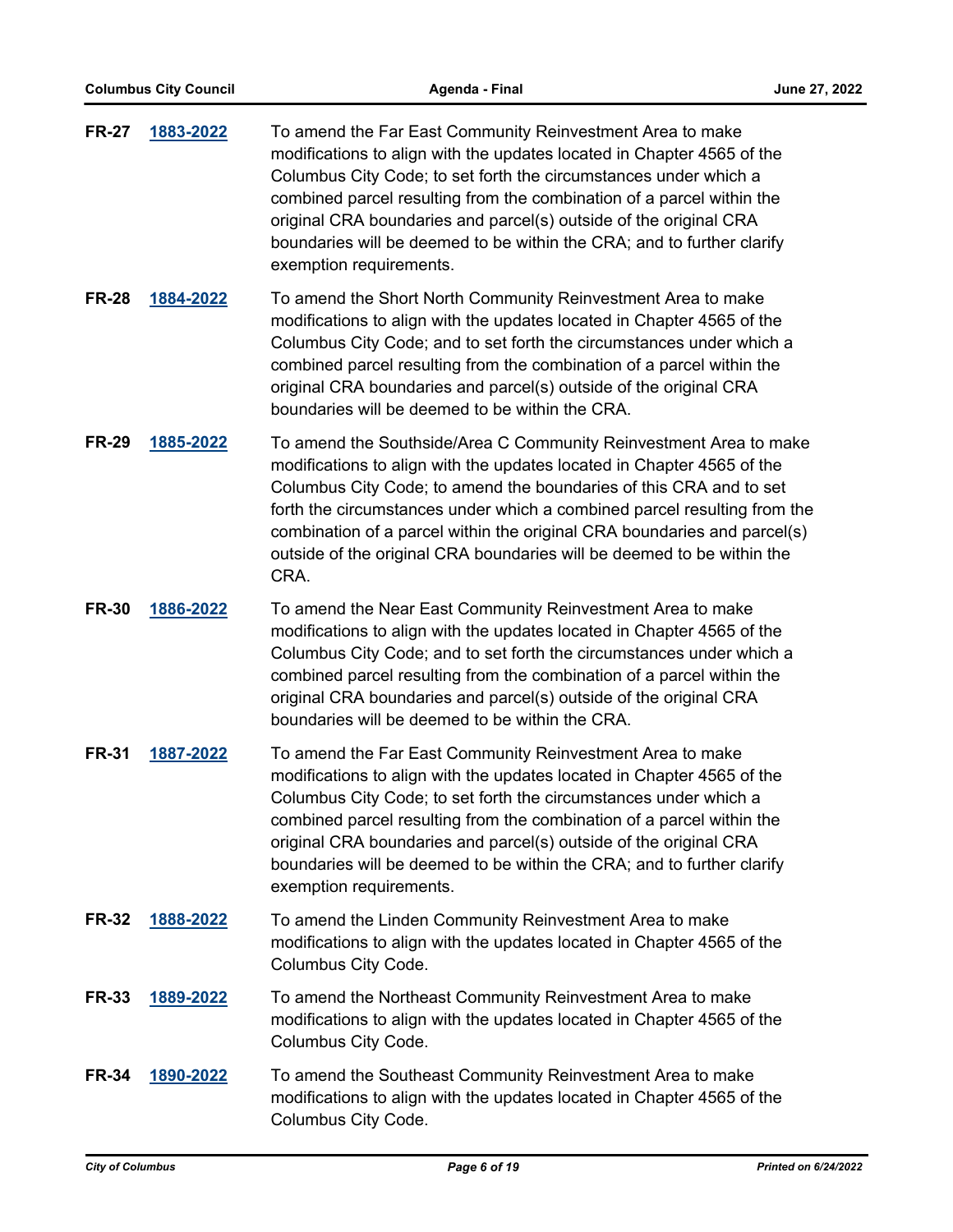**FR-27** **1883-2022** To amend the Far East Community Reinvestment Area to make modifications to align with the updates located in Chapter 4565 of the Columbus City Code; to set forth the circumstances under which a combined parcel resulting from the combination of a parcel within the original CRA boundaries and parcel(s) outside of the original CRA boundaries will be deemed to be within the CRA; and to further clarify exemption requirements.

**FR-28** **1884-2022** To amend the Short North Community Reinvestment Area to make modifications to align with the updates located in Chapter 4565 of the Columbus City Code; and to set forth the circumstances under which a combined parcel resulting from the combination of a parcel within the original CRA boundaries and parcel(s) outside of the original CRA boundaries will be deemed to be within the CRA.

**FR-29** **1885-2022** To amend the Southside/Area C Community Reinvestment Area to make modifications to align with the updates located in Chapter 4565 of the Columbus City Code; to amend the boundaries of this CRA and to set forth the circumstances under which a combined parcel resulting from the combination of a parcel within the original CRA boundaries and parcel(s) outside of the original CRA boundaries will be deemed to be within the CRA.

**FR-30** **1886-2022** To amend the Near East Community Reinvestment Area to make modifications to align with the updates located in Chapter 4565 of the Columbus City Code; and to set forth the circumstances under which a combined parcel resulting from the combination of a parcel within the original CRA boundaries and parcel(s) outside of the original CRA boundaries will be deemed to be within the CRA.

**FR-31** **1887-2022** To amend the Far East Community Reinvestment Area to make modifications to align with the updates located in Chapter 4565 of the Columbus City Code; to set forth the circumstances under which a combined parcel resulting from the combination of a parcel within the original CRA boundaries and parcel(s) outside of the original CRA boundaries will be deemed to be within the CRA; and to further clarify exemption requirements.

**FR-32** **1888-2022** To amend the Linden Community Reinvestment Area to make modifications to align with the updates located in Chapter 4565 of the Columbus City Code.

**FR-33** **1889-2022** To amend the Northeast Community Reinvestment Area to make modifications to align with the updates located in Chapter 4565 of the Columbus City Code.

**FR-34** **1890-2022** To amend the Southeast Community Reinvestment Area to make modifications to align with the updates located in Chapter 4565 of the Columbus City Code.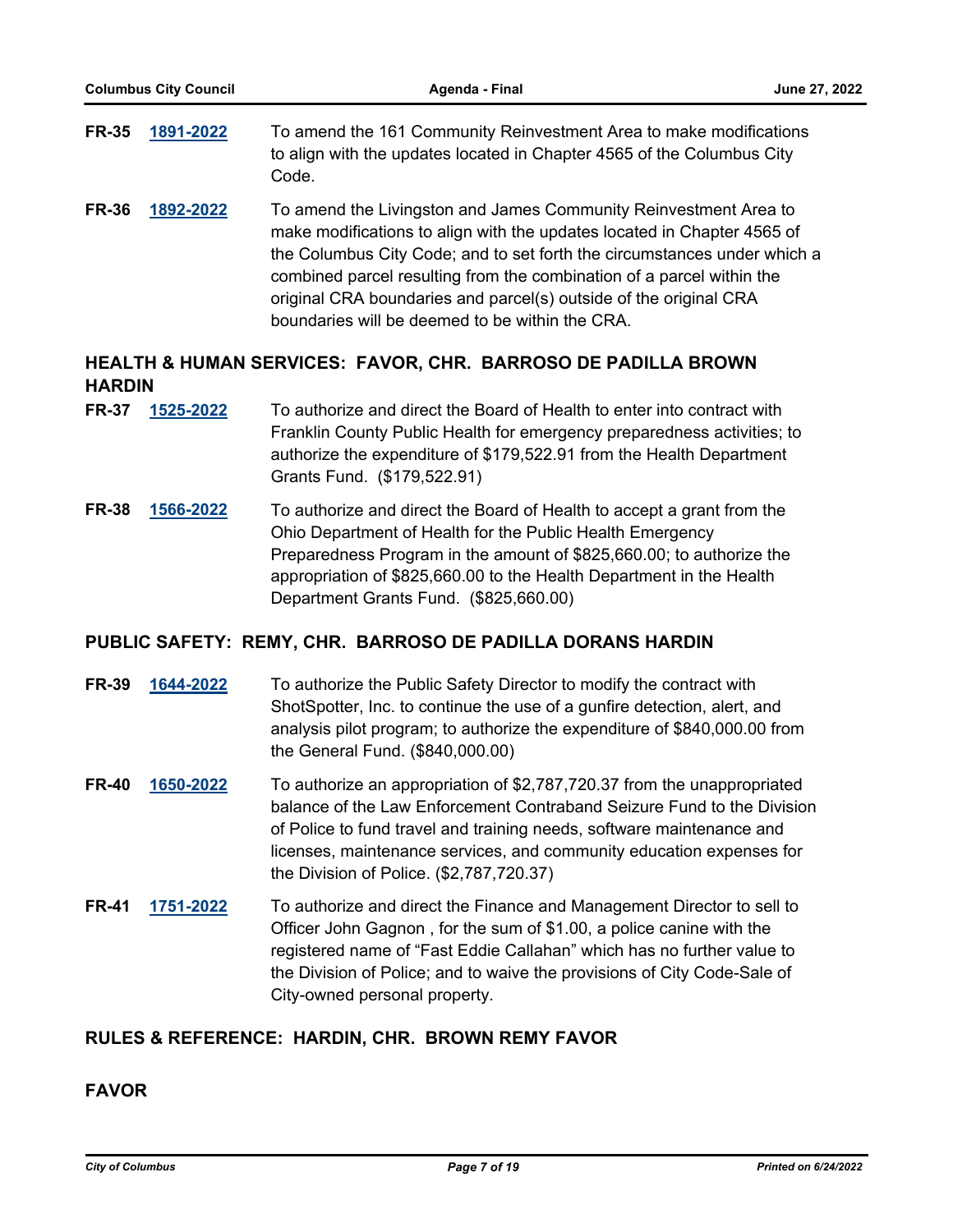**FR-35** **1891-2022** To amend the 161 Community Reinvestment Area to make modifications to align with the updates located in Chapter 4565 of the Columbus City Code.

**FR-36** **1892-2022** To amend the Livingston and James Community Reinvestment Area to make modifications to align with the updates located in Chapter 4565 of the Columbus City Code; and to set forth the circumstances under which a combined parcel resulting from the combination of a parcel within the original CRA boundaries and parcel(s) outside of the original CRA boundaries will be deemed to be within the CRA.

## HEALTH & HUMAN SERVICES: FAVOR, CHR. BARROSO DE PADILLA BROWN HARDIN

**FR-37** **1525-2022** To authorize and direct the Board of Health to enter into contract with Franklin County Public Health for emergency preparedness activities; to authorize the expenditure of $179,522.91 from the Health Department Grants Fund. ($179,522.91)

**FR-38** **1566-2022** To authorize and direct the Board of Health to accept a grant from the Ohio Department of Health for the Public Health Emergency Preparedness Program in the amount of $825,660.00; to authorize the appropriation of $825,660.00 to the Health Department in the Health Department Grants Fund. ($825,660.00)

## PUBLIC SAFETY: REMY, CHR. BARROSO DE PADILLA DORANS HARDIN

**FR-39** **1644-2022** To authorize the Public Safety Director to modify the contract with ShotSpotter, Inc. to continue the use of a gunfire detection, alert, and analysis pilot program; to authorize the expenditure of $840,000.00 from the General Fund. ($840,000.00)

**FR-40** **1650-2022** To authorize an appropriation of $2,787,720.37 from the unappropriated balance of the Law Enforcement Contraband Seizure Fund to the Division of Police to fund travel and training needs, software maintenance and licenses, maintenance services, and community education expenses for the Division of Police. ($2,787,720.37)

**FR-41** **1751-2022** To authorize and direct the Finance and Management Director to sell to Officer John Gagnon , for the sum of $1.00, a police canine with the registered name of “Fast Eddie Callahan” which has no further value to the Division of Police; and to waive the provisions of City Code-Sale of City-owned personal property.

## RULES & REFERENCE: HARDIN, CHR. BROWN REMY FAVOR

## FAVOR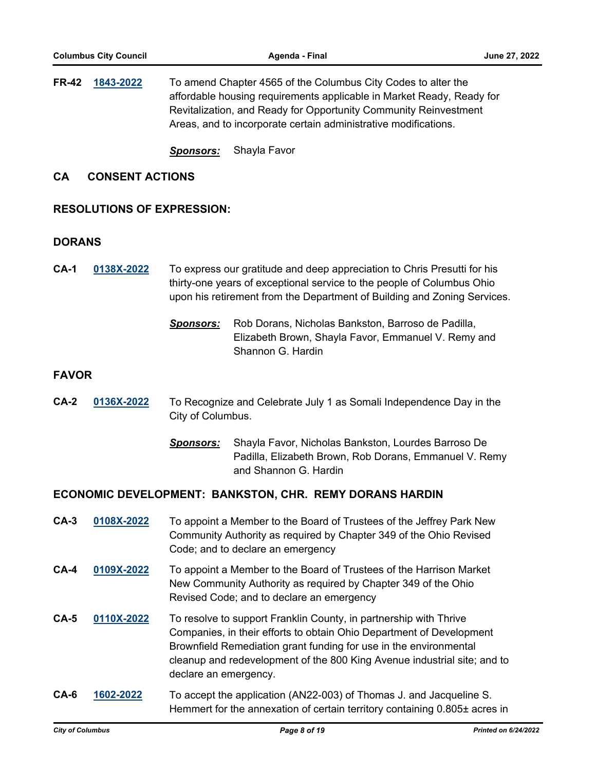**FR-42** **1843-2022** To amend Chapter 4565 of the Columbus City Codes to alter the affordable housing requirements applicable in Market Ready, Ready for Revitalization, and Ready for Opportunity Community Reinvestment Areas, and to incorporate certain administrative modifications.

***Sponsors:*** Shayla Favor

## CA CONSENT ACTIONS

## RESOLUTIONS OF EXPRESSION:

### DORANS

**CA-1** **0138X-2022** To express our gratitude and deep appreciation to Chris Presutti for his thirty-one years of exceptional service to the people of Columbus Ohio upon his retirement from the Department of Building and Zoning Services.

***Sponsors:*** Rob Dorans, Nicholas Bankston, Barroso de Padilla, Elizabeth Brown, Shayla Favor, Emmanuel V. Remy and Shannon G. Hardin

### FAVOR

**CA-2** **0136X-2022** To Recognize and Celebrate July 1 as Somali Independence Day in the City of Columbus.

***Sponsors:*** Shayla Favor, Nicholas Bankston, Lourdes Barroso De Padilla, Elizabeth Brown, Rob Dorans, Emmanuel V. Remy and Shannon G. Hardin

### ECONOMIC DEVELOPMENT: BANKSTON, CHR. REMY DORANS HARDIN

**CA-3** **0108X-2022** To appoint a Member to the Board of Trustees of the Jeffrey Park New Community Authority as required by Chapter 349 of the Ohio Revised Code; and to declare an emergency

**CA-4** **0109X-2022** To appoint a Member to the Board of Trustees of the Harrison Market New Community Authority as required by Chapter 349 of the Ohio Revised Code; and to declare an emergency

**CA-5** **0110X-2022** To resolve to support Franklin County, in partnership with Thrive Companies, in their efforts to obtain Ohio Department of Development Brownfield Remediation grant funding for use in the environmental cleanup and redevelopment of the 800 King Avenue industrial site; and to declare an emergency.

**CA-6** **1602-2022** To accept the application (AN22-003) of Thomas J. and Jacqueline S. Hemmert for the annexation of certain territory containing 0.805± acres in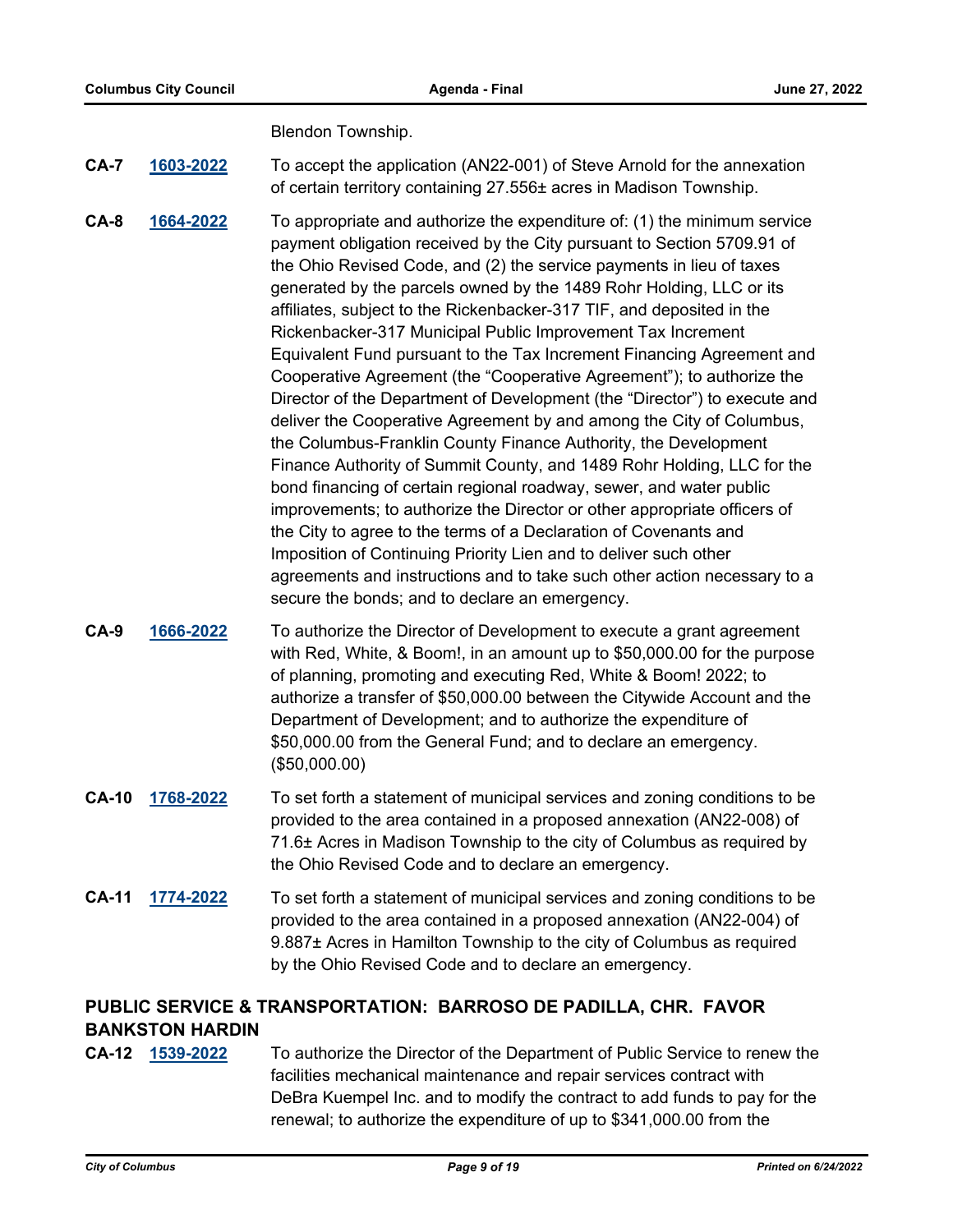Blendon Township.

**CA-7** **1603-2022** To accept the application (AN22-001) of Steve Arnold for the annexation of certain territory containing 27.556± acres in Madison Township.

**CA-8** **1664-2022** To appropriate and authorize the expenditure of: (1) the minimum service payment obligation received by the City pursuant to Section 5709.91 of the Ohio Revised Code, and (2) the service payments in lieu of taxes generated by the parcels owned by the 1489 Rohr Holding, LLC or its affiliates, subject to the Rickenbacker-317 TIF, and deposited in the Rickenbacker-317 Municipal Public Improvement Tax Increment Equivalent Fund pursuant to the Tax Increment Financing Agreement and Cooperative Agreement (the "Cooperative Agreement"); to authorize the Director of the Department of Development (the "Director") to execute and deliver the Cooperative Agreement by and among the City of Columbus, the Columbus-Franklin County Finance Authority, the Development Finance Authority of Summit County, and 1489 Rohr Holding, LLC for the bond financing of certain regional roadway, sewer, and water public improvements; to authorize the Director or other appropriate officers of the City to agree to the terms of a Declaration of Covenants and Imposition of Continuing Priority Lien and to deliver such other agreements and instructions and to take such other action necessary to a secure the bonds; and to declare an emergency.

**CA-9** **1666-2022** To authorize the Director of Development to execute a grant agreement with Red, White, & Boom!, in an amount up to $50,000.00 for the purpose of planning, promoting and executing Red, White & Boom! 2022; to authorize a transfer of $50,000.00 between the Citywide Account and the Department of Development; and to authorize the expenditure of $50,000.00 from the General Fund; and to declare an emergency. ($50,000.00)

**CA-10** **1768-2022** To set forth a statement of municipal services and zoning conditions to be provided to the area contained in a proposed annexation (AN22-008) of 71.6± Acres in Madison Township to the city of Columbus as required by the Ohio Revised Code and to declare an emergency.

**CA-11** **1774-2022** To set forth a statement of municipal services and zoning conditions to be provided to the area contained in a proposed annexation (AN22-004) of 9.887± Acres in Hamilton Township to the city of Columbus as required by the Ohio Revised Code and to declare an emergency.

## PUBLIC SERVICE & TRANSPORTATION: BARROSO DE PADILLA, CHR. FAVOR BANKSTON HARDIN

**CA-12** **1539-2022** To authorize the Director of the Department of Public Service to renew the facilities mechanical maintenance and repair services contract with DeBra Kuempel Inc. and to modify the contract to add funds to pay for the renewal; to authorize the expenditure of up to $341,000.00 from the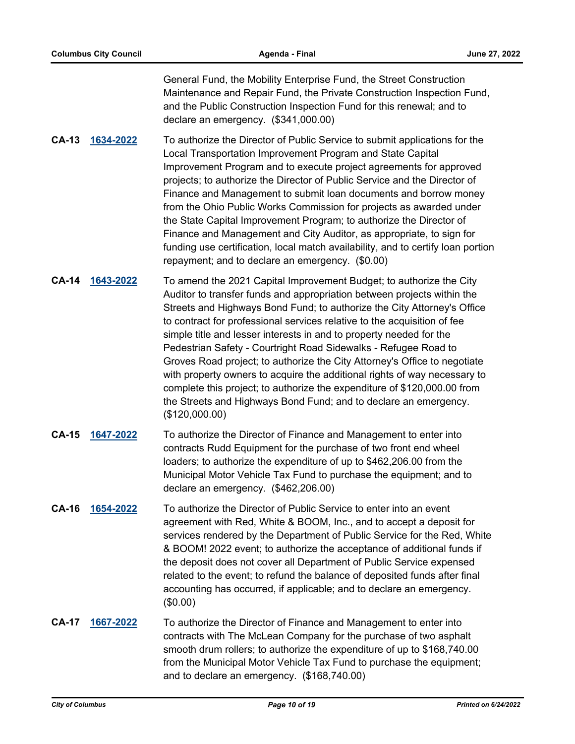General Fund, the Mobility Enterprise Fund, the Street Construction Maintenance and Repair Fund, the Private Construction Inspection Fund, and the Public Construction Inspection Fund for this renewal; and to declare an emergency. ($341,000.00)

**CA-13** **1634-2022** To authorize the Director of Public Service to submit applications for the Local Transportation Improvement Program and State Capital Improvement Program and to execute project agreements for approved projects; to authorize the Director of Public Service and the Director of Finance and Management to submit loan documents and borrow money from the Ohio Public Works Commission for projects as awarded under the State Capital Improvement Program; to authorize the Director of Finance and Management and City Auditor, as appropriate, to sign for funding use certification, local match availability, and to certify loan portion repayment; and to declare an emergency. ($0.00)

**CA-14** **1643-2022** To amend the 2021 Capital Improvement Budget; to authorize the City Auditor to transfer funds and appropriation between projects within the Streets and Highways Bond Fund; to authorize the City Attorney's Office to contract for professional services relative to the acquisition of fee simple title and lesser interests in and to property needed for the Pedestrian Safety - Courtright Road Sidewalks - Refugee Road to Groves Road project; to authorize the City Attorney's Office to negotiate with property owners to acquire the additional rights of way necessary to complete this project; to authorize the expenditure of $120,000.00 from the Streets and Highways Bond Fund; and to declare an emergency. ($120,000.00)

**CA-15** **1647-2022** To authorize the Director of Finance and Management to enter into contracts Rudd Equipment for the purchase of two front end wheel loaders; to authorize the expenditure of up to $462,206.00 from the Municipal Motor Vehicle Tax Fund to purchase the equipment; and to declare an emergency. ($462,206.00)

**CA-16** **1654-2022** To authorize the Director of Public Service to enter into an event agreement with Red, White & BOOM, Inc., and to accept a deposit for services rendered by the Department of Public Service for the Red, White & BOOM! 2022 event; to authorize the acceptance of additional funds if the deposit does not cover all Department of Public Service expensed related to the event; to refund the balance of deposited funds after final accounting has occurred, if applicable; and to declare an emergency. ($0.00)

**CA-17** **1667-2022** To authorize the Director of Finance and Management to enter into contracts with The McLean Company for the purchase of two asphalt smooth drum rollers; to authorize the expenditure of up to $168,740.00 from the Municipal Motor Vehicle Tax Fund to purchase the equipment; and to declare an emergency. ($168,740.00)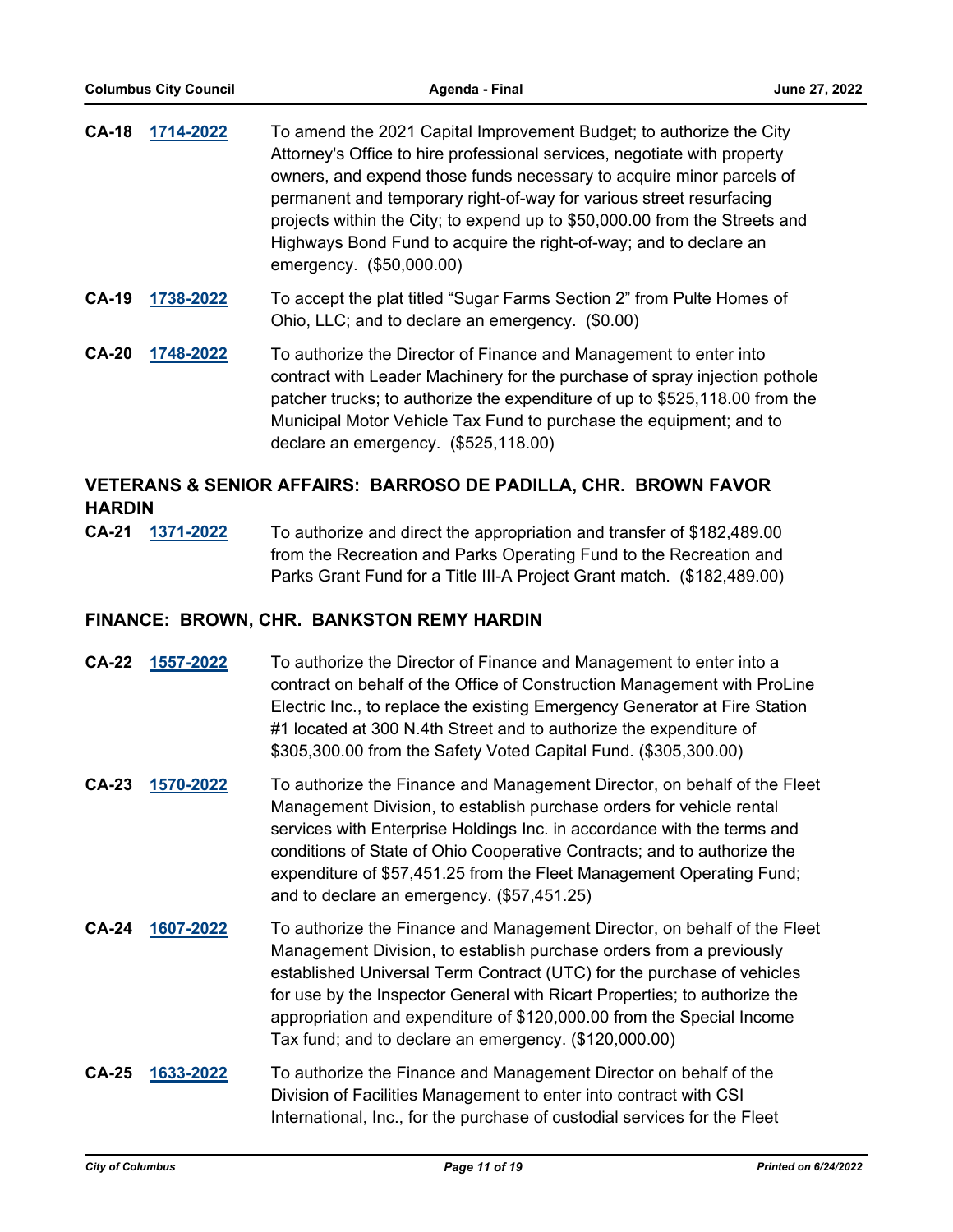**CA-18** **1714-2022** To amend the 2021 Capital Improvement Budget; to authorize the City Attorney's Office to hire professional services, negotiate with property owners, and expend those funds necessary to acquire minor parcels of permanent and temporary right-of-way for various street resurfacing projects within the City; to expend up to $50,000.00 from the Streets and Highways Bond Fund to acquire the right-of-way; and to declare an emergency. ($50,000.00)

**CA-19** **1738-2022** To accept the plat titled “Sugar Farms Section 2” from Pulte Homes of Ohio, LLC; and to declare an emergency. ($0.00)

**CA-20** **1748-2022** To authorize the Director of Finance and Management to enter into contract with Leader Machinery for the purchase of spray injection pothole patcher trucks; to authorize the expenditure of up to $525,118.00 from the Municipal Motor Vehicle Tax Fund to purchase the equipment; and to declare an emergency. ($525,118.00)

## VETERANS & SENIOR AFFAIRS: BARROSO DE PADILLA, CHR. BROWN FAVOR HARDIN

**CA-21** **1371-2022** To authorize and direct the appropriation and transfer of $182,489.00 from the Recreation and Parks Operating Fund to the Recreation and Parks Grant Fund for a Title III-A Project Grant match. ($182,489.00)

## FINANCE: BROWN, CHR. BANKSTON REMY HARDIN

**CA-22** **1557-2022** To authorize the Director of Finance and Management to enter into a contract on behalf of the Office of Construction Management with ProLine Electric Inc., to replace the existing Emergency Generator at Fire Station #1 located at 300 N.4th Street and to authorize the expenditure of $305,300.00 from the Safety Voted Capital Fund. ($305,300.00)

**CA-23** **1570-2022** To authorize the Finance and Management Director, on behalf of the Fleet Management Division, to establish purchase orders for vehicle rental services with Enterprise Holdings Inc. in accordance with the terms and conditions of State of Ohio Cooperative Contracts; and to authorize the expenditure of $57,451.25 from the Fleet Management Operating Fund; and to declare an emergency. ($57,451.25)

**CA-24** **1607-2022** To authorize the Finance and Management Director, on behalf of the Fleet Management Division, to establish purchase orders from a previously established Universal Term Contract (UTC) for the purchase of vehicles for use by the Inspector General with Ricart Properties; to authorize the appropriation and expenditure of $120,000.00 from the Special Income Tax fund; and to declare an emergency. ($120,000.00)

**CA-25** **1633-2022** To authorize the Finance and Management Director on behalf of the Division of Facilities Management to enter into contract with CSI International, Inc., for the purchase of custodial services for the Fleet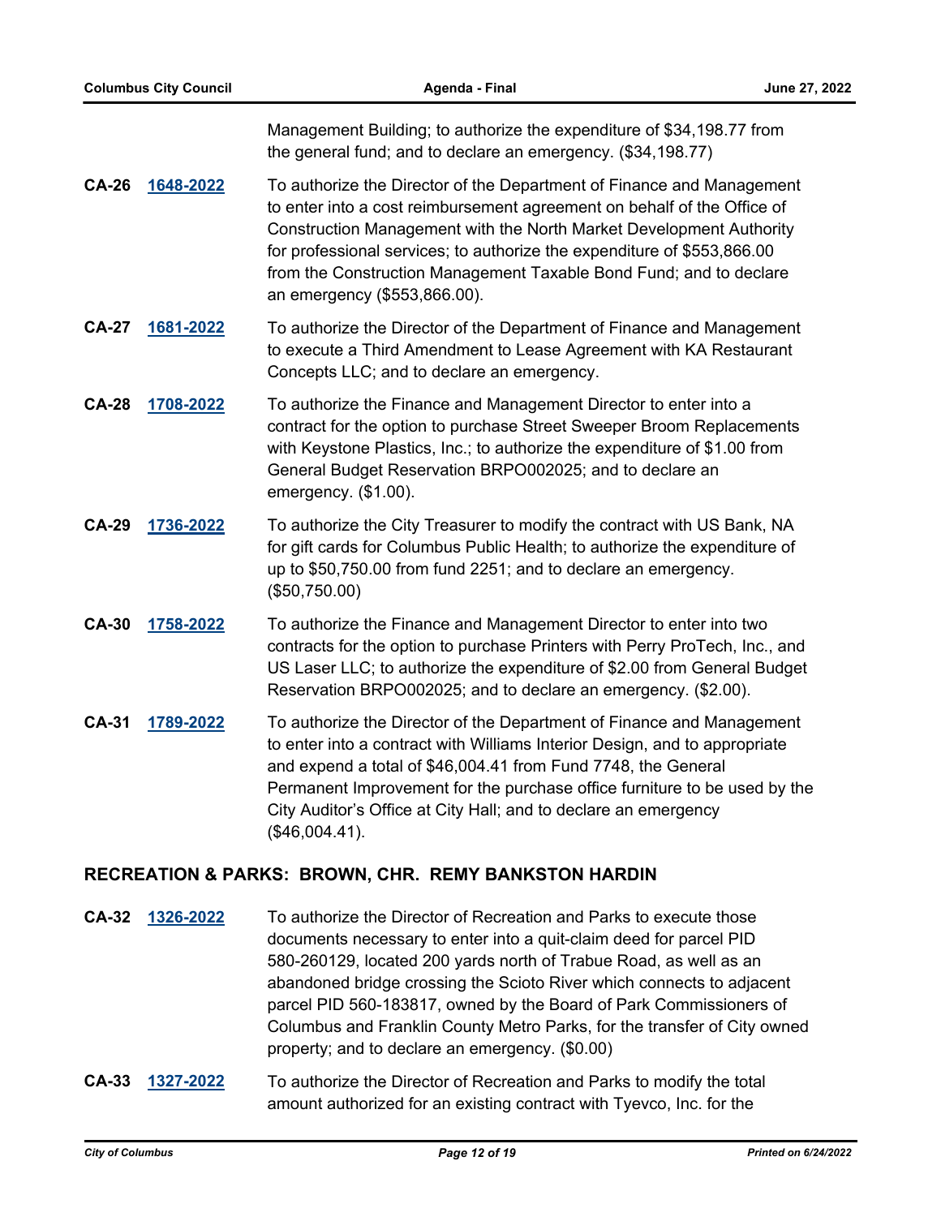Management Building; to authorize the expenditure of $34,198.77 from the general fund; and to declare an emergency. ($34,198.77)

**CA-26** **1648-2022** To authorize the Director of the Department of Finance and Management to enter into a cost reimbursement agreement on behalf of the Office of Construction Management with the North Market Development Authority for professional services; to authorize the expenditure of $553,866.00 from the Construction Management Taxable Bond Fund; and to declare an emergency ($553,866.00).

**CA-27** **1681-2022** To authorize the Director of the Department of Finance and Management to execute a Third Amendment to Lease Agreement with KA Restaurant Concepts LLC; and to declare an emergency.

**CA-28** **1708-2022** To authorize the Finance and Management Director to enter into a contract for the option to purchase Street Sweeper Broom Replacements with Keystone Plastics, Inc.; to authorize the expenditure of $1.00 from General Budget Reservation BRPO002025; and to declare an emergency. ($1.00).

**CA-29** **1736-2022** To authorize the City Treasurer to modify the contract with US Bank, NA for gift cards for Columbus Public Health; to authorize the expenditure of up to $50,750.00 from fund 2251; and to declare an emergency. ($50,750.00)

**CA-30** **1758-2022** To authorize the Finance and Management Director to enter into two contracts for the option to purchase Printers with Perry ProTech, Inc., and US Laser LLC; to authorize the expenditure of $2.00 from General Budget Reservation BRPO002025; and to declare an emergency. ($2.00).

**CA-31** **1789-2022** To authorize the Director of the Department of Finance and Management to enter into a contract with Williams Interior Design, and to appropriate and expend a total of $46,004.41 from Fund 7748, the General Permanent Improvement for the purchase office furniture to be used by the City Auditor's Office at City Hall; and to declare an emergency ($46,004.41).

## RECREATION & PARKS: BROWN, CHR. REMY BANKSTON HARDIN

**CA-32** **1326-2022** To authorize the Director of Recreation and Parks to execute those documents necessary to enter into a quit-claim deed for parcel PID 580-260129, located 200 yards north of Trabue Road, as well as an abandoned bridge crossing the Scioto River which connects to adjacent parcel PID 560-183817, owned by the Board of Park Commissioners of Columbus and Franklin County Metro Parks, for the transfer of City owned property; and to declare an emergency. ($0.00)

**CA-33** **1327-2022** To authorize the Director of Recreation and Parks to modify the total amount authorized for an existing contract with Tyevco, Inc. for the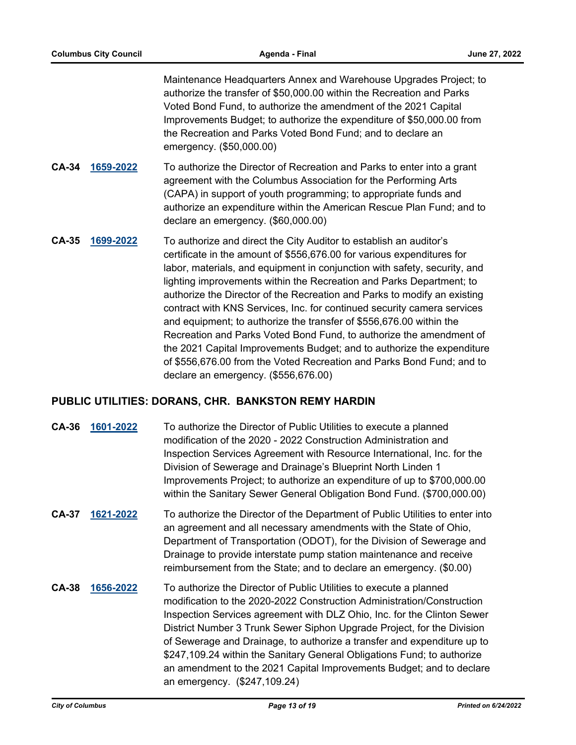Maintenance Headquarters Annex and Warehouse Upgrades Project; to authorize the transfer of $50,000.00 within the Recreation and Parks Voted Bond Fund, to authorize the amendment of the 2021 Capital Improvements Budget; to authorize the expenditure of $50,000.00 from the Recreation and Parks Voted Bond Fund; and to declare an emergency. ($50,000.00)

**CA-34** **1659-2022** To authorize the Director of Recreation and Parks to enter into a grant agreement with the Columbus Association for the Performing Arts (CAPA) in support of youth programming; to appropriate funds and authorize an expenditure within the American Rescue Plan Fund; and to declare an emergency. ($60,000.00)

**CA-35** **1699-2022** To authorize and direct the City Auditor to establish an auditor's certificate in the amount of $556,676.00 for various expenditures for labor, materials, and equipment in conjunction with safety, security, and lighting improvements within the Recreation and Parks Department; to authorize the Director of the Recreation and Parks to modify an existing contract with KNS Services, Inc. for continued security camera services and equipment; to authorize the transfer of $556,676.00 within the Recreation and Parks Voted Bond Fund, to authorize the amendment of the 2021 Capital Improvements Budget; and to authorize the expenditure of $556,676.00 from the Voted Recreation and Parks Bond Fund; and to declare an emergency. ($556,676.00)

## PUBLIC UTILITIES: DORANS, CHR. BANKSTON REMY HARDIN

**CA-36** **1601-2022** To authorize the Director of Public Utilities to execute a planned modification of the 2020 - 2022 Construction Administration and Inspection Services Agreement with Resource International, Inc. for the Division of Sewerage and Drainage's Blueprint North Linden 1 Improvements Project; to authorize an expenditure of up to $700,000.00 within the Sanitary Sewer General Obligation Bond Fund. ($700,000.00)

**CA-37** **1621-2022** To authorize the Director of the Department of Public Utilities to enter into an agreement and all necessary amendments with the State of Ohio, Department of Transportation (ODOT), for the Division of Sewerage and Drainage to provide interstate pump station maintenance and receive reimbursement from the State; and to declare an emergency. ($0.00)

**CA-38** **1656-2022** To authorize the Director of Public Utilities to execute a planned modification to the 2020-2022 Construction Administration/Construction Inspection Services agreement with DLZ Ohio, Inc. for the Clinton Sewer District Number 3 Trunk Sewer Siphon Upgrade Project, for the Division of Sewerage and Drainage, to authorize a transfer and expenditure up to $247,109.24 within the Sanitary General Obligations Fund; to authorize an amendment to the 2021 Capital Improvements Budget; and to declare an emergency. ($247,109.24)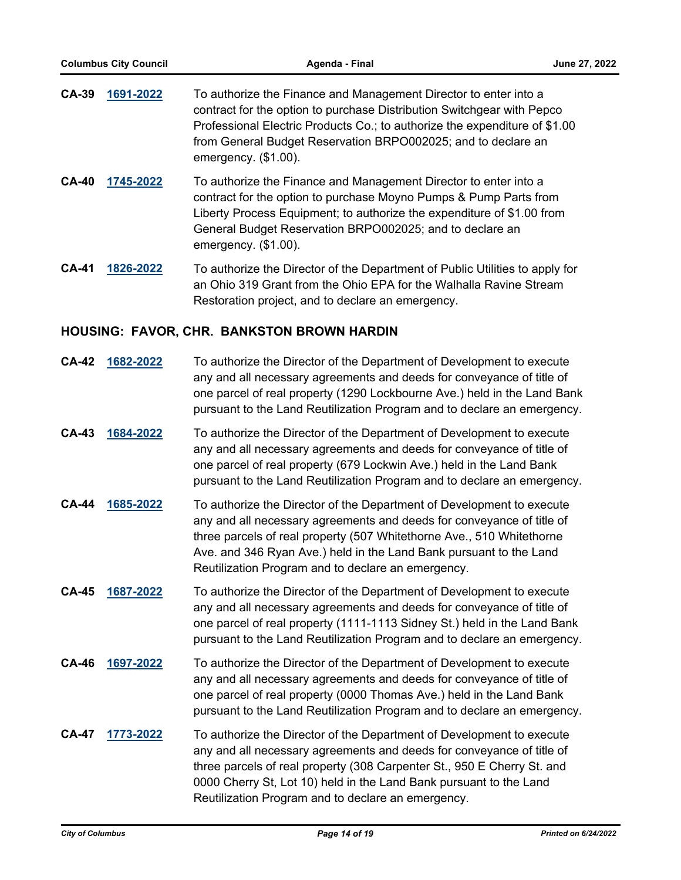**CA-39** **1691-2022** To authorize the Finance and Management Director to enter into a contract for the option to purchase Distribution Switchgear with Pepco Professional Electric Products Co.; to authorize the expenditure of $1.00 from General Budget Reservation BRPO002025; and to declare an emergency. ($1.00).

**CA-40** **1745-2022** To authorize the Finance and Management Director to enter into a contract for the option to purchase Moyno Pumps & Pump Parts from Liberty Process Equipment; to authorize the expenditure of $1.00 from General Budget Reservation BRPO002025; and to declare an emergency. ($1.00).

**CA-41** **1826-2022** To authorize the Director of the Department of Public Utilities to apply for an Ohio 319 Grant from the Ohio EPA for the Walhalla Ravine Stream Restoration project, and to declare an emergency.

## HOUSING: FAVOR, CHR. BANKSTON BROWN HARDIN

**CA-42** **1682-2022** To authorize the Director of the Department of Development to execute any and all necessary agreements and deeds for conveyance of title of one parcel of real property (1290 Lockbourne Ave.) held in the Land Bank pursuant to the Land Reutilization Program and to declare an emergency.

**CA-43** **1684-2022** To authorize the Director of the Department of Development to execute any and all necessary agreements and deeds for conveyance of title of one parcel of real property (679 Lockwin Ave.) held in the Land Bank pursuant to the Land Reutilization Program and to declare an emergency.

**CA-44** **1685-2022** To authorize the Director of the Department of Development to execute any and all necessary agreements and deeds for conveyance of title of three parcels of real property (507 Whitethorne Ave., 510 Whitethorne Ave. and 346 Ryan Ave.) held in the Land Bank pursuant to the Land Reutilization Program and to declare an emergency.

**CA-45** **1687-2022** To authorize the Director of the Department of Development to execute any and all necessary agreements and deeds for conveyance of title of one parcel of real property (1111-1113 Sidney St.) held in the Land Bank pursuant to the Land Reutilization Program and to declare an emergency.

**CA-46** **1697-2022** To authorize the Director of the Department of Development to execute any and all necessary agreements and deeds for conveyance of title of one parcel of real property (0000 Thomas Ave.) held in the Land Bank pursuant to the Land Reutilization Program and to declare an emergency.

**CA-47** **1773-2022** To authorize the Director of the Department of Development to execute any and all necessary agreements and deeds for conveyance of title of three parcels of real property (308 Carpenter St., 950 E Cherry St. and 0000 Cherry St, Lot 10) held in the Land Bank pursuant to the Land Reutilization Program and to declare an emergency.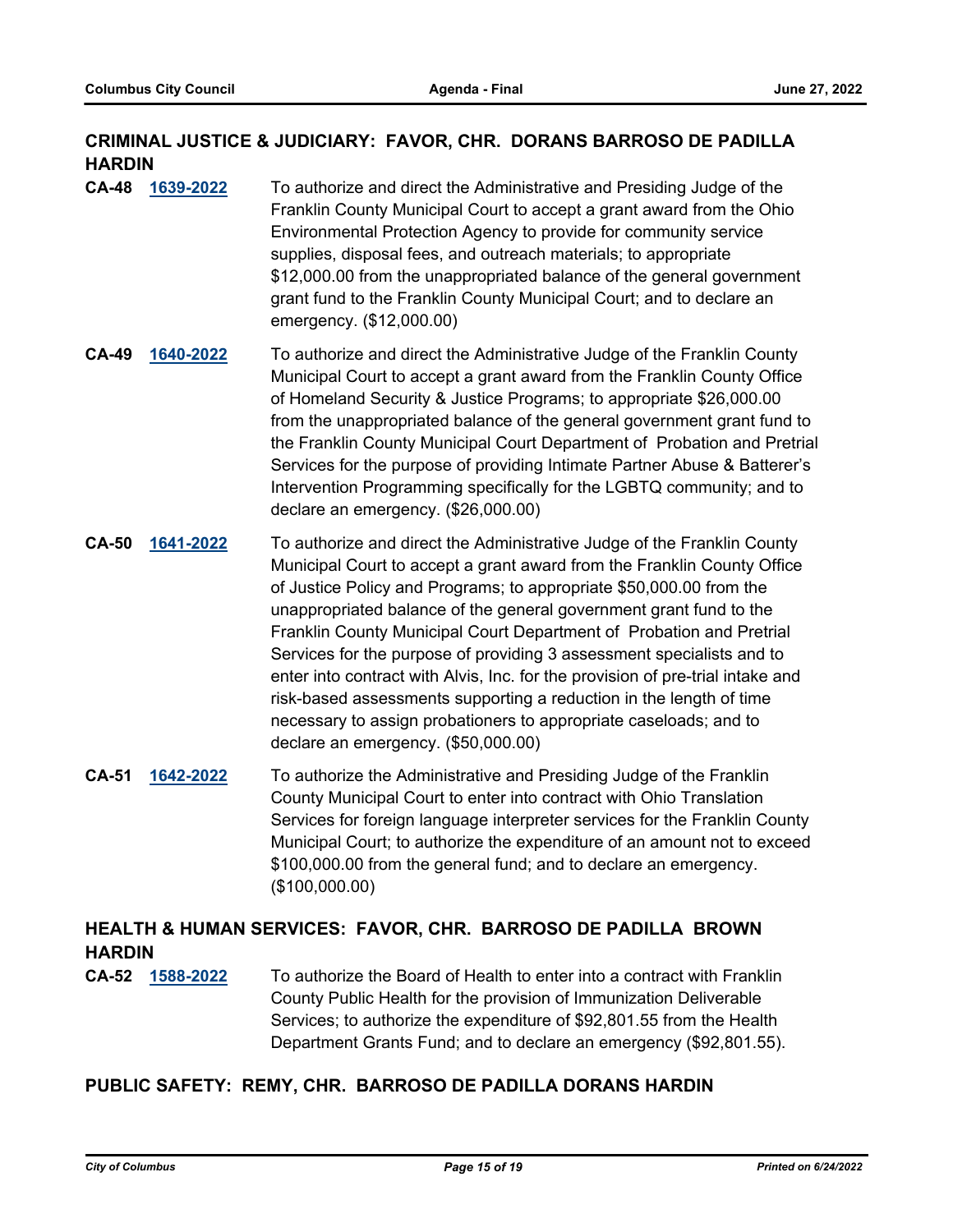## CRIMINAL JUSTICE & JUDICIARY: FAVOR, CHR. DORANS BARROSO DE PADILLA HARDIN

**CA-48** **1639-2022** To authorize and direct the Administrative and Presiding Judge of the Franklin County Municipal Court to accept a grant award from the Ohio Environmental Protection Agency to provide for community service supplies, disposal fees, and outreach materials; to appropriate $12,000.00 from the unappropriated balance of the general government grant fund to the Franklin County Municipal Court; and to declare an emergency. ($12,000.00)

**CA-49** **1640-2022** To authorize and direct the Administrative Judge of the Franklin County Municipal Court to accept a grant award from the Franklin County Office of Homeland Security & Justice Programs; to appropriate $26,000.00 from the unappropriated balance of the general government grant fund to the Franklin County Municipal Court Department of Probation and Pretrial Services for the purpose of providing Intimate Partner Abuse & Batterer's Intervention Programming specifically for the LGBTQ community; and to declare an emergency. ($26,000.00)

**CA-50** **1641-2022** To authorize and direct the Administrative Judge of the Franklin County Municipal Court to accept a grant award from the Franklin County Office of Justice Policy and Programs; to appropriate $50,000.00 from the unappropriated balance of the general government grant fund to the Franklin County Municipal Court Department of Probation and Pretrial Services for the purpose of providing 3 assessment specialists and to enter into contract with Alvis, Inc. for the provision of pre-trial intake and risk-based assessments supporting a reduction in the length of time necessary to assign probationers to appropriate caseloads; and to declare an emergency. ($50,000.00)

**CA-51** **1642-2022** To authorize the Administrative and Presiding Judge of the Franklin County Municipal Court to enter into contract with Ohio Translation Services for foreign language interpreter services for the Franklin County Municipal Court; to authorize the expenditure of an amount not to exceed $100,000.00 from the general fund; and to declare an emergency. ($100,000.00)

## HEALTH & HUMAN SERVICES: FAVOR, CHR. BARROSO DE PADILLA BROWN HARDIN

**CA-52** **1588-2022** To authorize the Board of Health to enter into a contract with Franklin County Public Health for the provision of Immunization Deliverable Services; to authorize the expenditure of $92,801.55 from the Health Department Grants Fund; and to declare an emergency ($92,801.55).

## PUBLIC SAFETY: REMY, CHR. BARROSO DE PADILLA DORANS HARDIN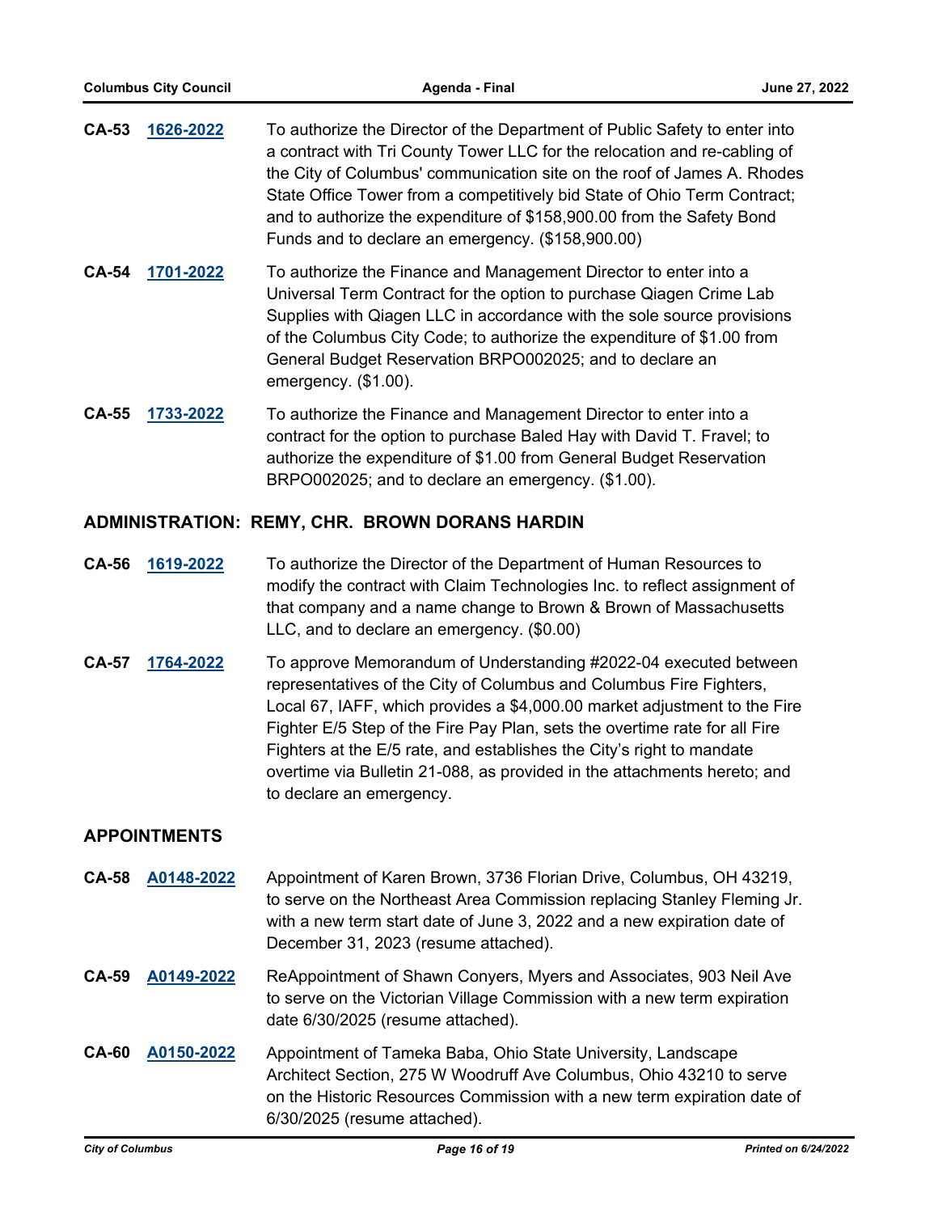**CA-53** **1626-2022** To authorize the Director of the Department of Public Safety to enter into a contract with Tri County Tower LLC for the relocation and re-cabling of the City of Columbus' communication site on the roof of James A. Rhodes State Office Tower from a competitively bid State of Ohio Term Contract; and to authorize the expenditure of $158,900.00 from the Safety Bond Funds and to declare an emergency. ($158,900.00)

**CA-54** **1701-2022** To authorize the Finance and Management Director to enter into a Universal Term Contract for the option to purchase Qiagen Crime Lab Supplies with Qiagen LLC in accordance with the sole source provisions of the Columbus City Code; to authorize the expenditure of $1.00 from General Budget Reservation BRPO002025; and to declare an emergency. ($1.00).

**CA-55** **1733-2022** To authorize the Finance and Management Director to enter into a contract for the option to purchase Baled Hay with David T. Fravel; to authorize the expenditure of $1.00 from General Budget Reservation BRPO002025; and to declare an emergency. ($1.00).

## ADMINISTRATION: REMY, CHR. BROWN DORANS HARDIN

**CA-56** **1619-2022** To authorize the Director of the Department of Human Resources to modify the contract with Claim Technologies Inc. to reflect assignment of that company and a name change to Brown & Brown of Massachusetts LLC, and to declare an emergency. ($0.00)

**CA-57** **1764-2022** To approve Memorandum of Understanding #2022-04 executed between representatives of the City of Columbus and Columbus Fire Fighters, Local 67, IAFF, which provides a $4,000.00 market adjustment to the Fire Fighter E/5 Step of the Fire Pay Plan, sets the overtime rate for all Fire Fighters at the E/5 rate, and establishes the City's right to mandate overtime via Bulletin 21-088, as provided in the attachments hereto; and to declare an emergency.

## APPOINTMENTS

**CA-58** **A0148-2022** Appointment of Karen Brown, 3736 Florian Drive, Columbus, OH 43219, to serve on the Northeast Area Commission replacing Stanley Fleming Jr. with a new term start date of June 3, 2022 and a new expiration date of December 31, 2023 (resume attached).

**CA-59** **A0149-2022** ReAppointment of Shawn Conyers, Myers and Associates, 903 Neil Ave to serve on the Victorian Village Commission with a new term expiration date 6/30/2025 (resume attached).

**CA-60** **A0150-2022** Appointment of Tameka Baba, Ohio State University, Landscape Architect Section, 275 W Woodruff Ave Columbus, Ohio 43210 to serve on the Historic Resources Commission with a new term expiration date of 6/30/2025 (resume attached).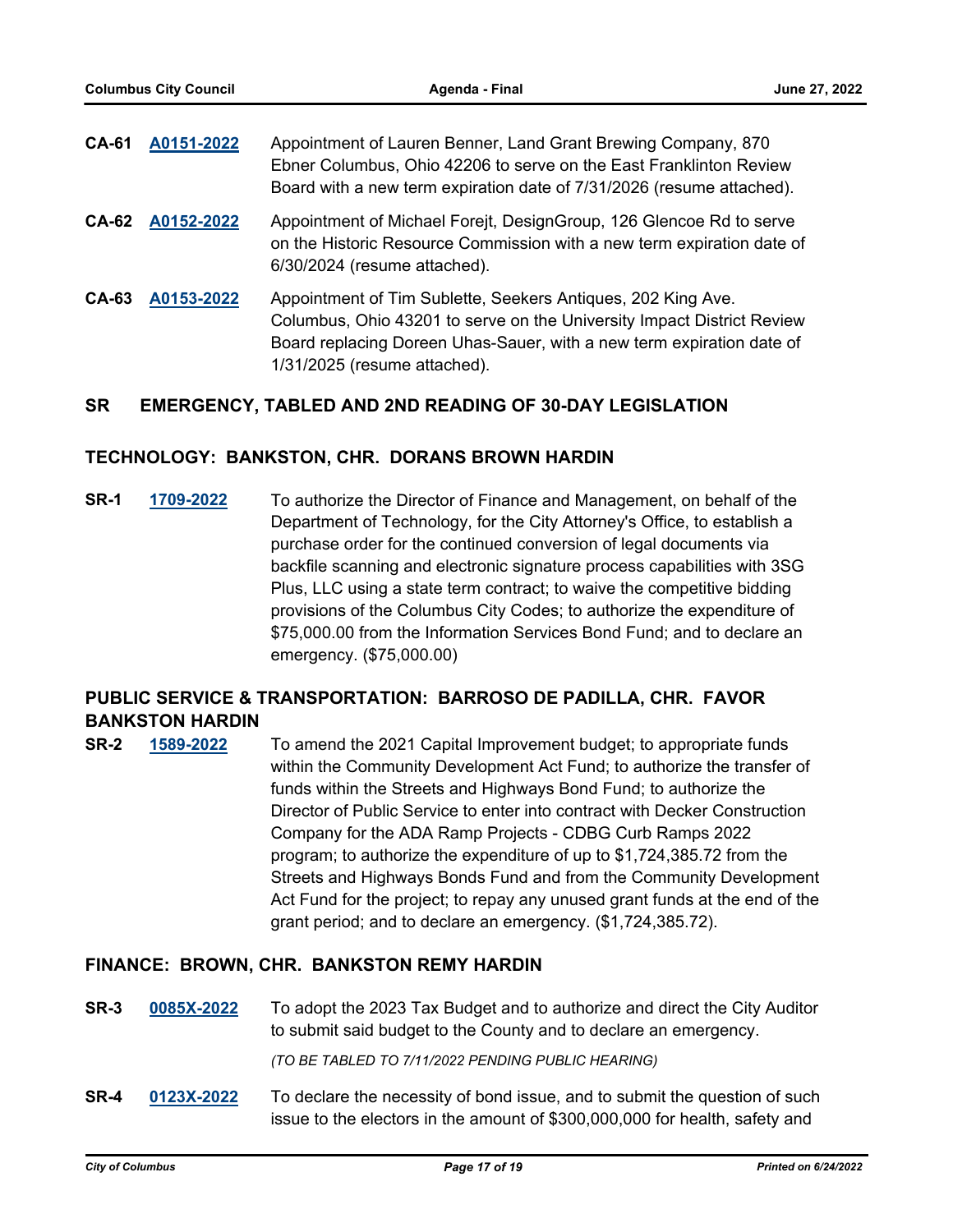**CA-61** **A0151-2022** Appointment of Lauren Benner, Land Grant Brewing Company, 870 Ebner Columbus, Ohio 42206 to serve on the East Franklinton Review Board with a new term expiration date of 7/31/2026 (resume attached).

**CA-62** **A0152-2022** Appointment of Michael Forejt, DesignGroup, 126 Glencoe Rd to serve on the Historic Resource Commission with a new term expiration date of 6/30/2024 (resume attached).

**CA-63** **A0153-2022** Appointment of Tim Sublette, Seekers Antiques, 202 King Ave. Columbus, Ohio 43201 to serve on the University Impact District Review Board replacing Doreen Uhas-Sauer, with a new term expiration date of 1/31/2025 (resume attached).

## SR EMERGENCY, TABLED AND 2ND READING OF 30-DAY LEGISLATION

### TECHNOLOGY: BANKSTON, CHR. DORANS BROWN HARDIN

**SR-1** **1709-2022** To authorize the Director of Finance and Management, on behalf of the Department of Technology, for the City Attorney's Office, to establish a purchase order for the continued conversion of legal documents via backfile scanning and electronic signature process capabilities with 3SG Plus, LLC using a state term contract; to waive the competitive bidding provisions of the Columbus City Codes; to authorize the expenditure of $75,000.00 from the Information Services Bond Fund; and to declare an emergency. ($75,000.00)

### PUBLIC SERVICE & TRANSPORTATION: BARROSO DE PADILLA, CHR. FAVOR BANKSTON HARDIN

**SR-2** **1589-2022** To amend the 2021 Capital Improvement budget; to appropriate funds within the Community Development Act Fund; to authorize the transfer of funds within the Streets and Highways Bond Fund; to authorize the Director of Public Service to enter into contract with Decker Construction Company for the ADA Ramp Projects - CDBG Curb Ramps 2022 program; to authorize the expenditure of up to $1,724,385.72 from the Streets and Highways Bonds Fund and from the Community Development Act Fund for the project; to repay any unused grant funds at the end of the grant period; and to declare an emergency. ($1,724,385.72).

### FINANCE: BROWN, CHR. BANKSTON REMY HARDIN

**SR-3** **0085X-2022** To adopt the 2023 Tax Budget and to authorize and direct the City Auditor to submit said budget to the County and to declare an emergency.

*(TO BE TABLED TO 7/11/2022 PENDING PUBLIC HEARING)*

**SR-4** **0123X-2022** To declare the necessity of bond issue, and to submit the question of such issue to the electors in the amount of $300,000,000 for health, safety and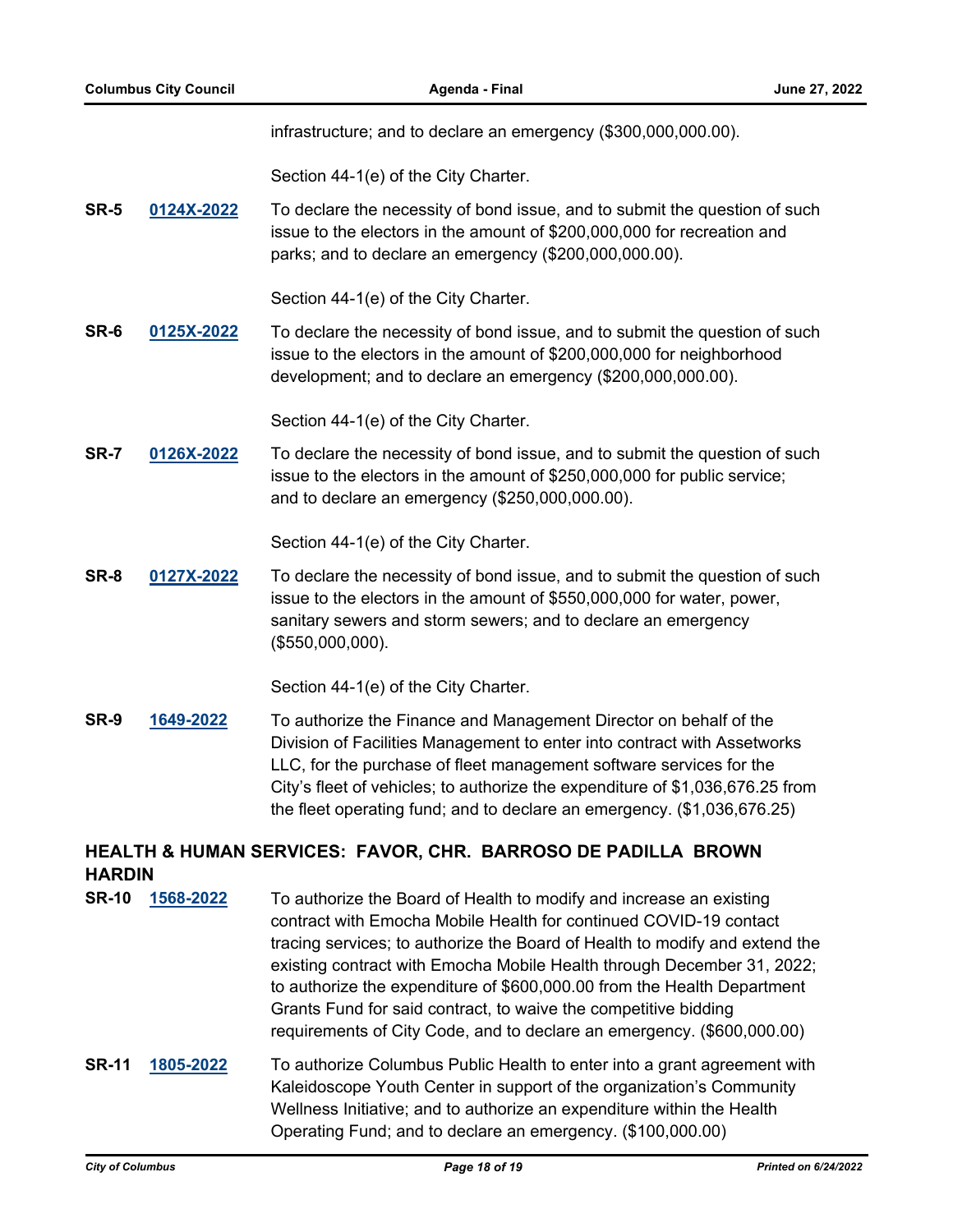infrastructure; and to declare an emergency ($300,000,000.00).

Section 44-1(e) of the City Charter.

**SR-5** **0124X-2022** To declare the necessity of bond issue, and to submit the question of such issue to the electors in the amount of $200,000,000 for recreation and parks; and to declare an emergency ($200,000,000.00).

Section 44-1(e) of the City Charter.

**SR-6** **0125X-2022** To declare the necessity of bond issue, and to submit the question of such issue to the electors in the amount of $200,000,000 for neighborhood development; and to declare an emergency ($200,000,000.00).

Section 44-1(e) of the City Charter.

**SR-7** **0126X-2022** To declare the necessity of bond issue, and to submit the question of such issue to the electors in the amount of $250,000,000 for public service; and to declare an emergency ($250,000,000.00).

Section 44-1(e) of the City Charter.

**SR-8** **0127X-2022** To declare the necessity of bond issue, and to submit the question of such issue to the electors in the amount of $550,000,000 for water, power, sanitary sewers and storm sewers; and to declare an emergency ($550,000,000).

Section 44-1(e) of the City Charter.

**SR-9** **1649-2022** To authorize the Finance and Management Director on behalf of the Division of Facilities Management to enter into contract with Assetworks LLC, for the purchase of fleet management software services for the City's fleet of vehicles; to authorize the expenditure of $1,036,676.25 from the fleet operating fund; and to declare an emergency. ($1,036,676.25)

## HEALTH & HUMAN SERVICES: FAVOR, CHR. BARROSO DE PADILLA BROWN HARDIN

**SR-10** **1568-2022** To authorize the Board of Health to modify and increase an existing contract with Emocha Mobile Health for continued COVID-19 contact tracing services; to authorize the Board of Health to modify and extend the existing contract with Emocha Mobile Health through December 31, 2022; to authorize the expenditure of $600,000.00 from the Health Department Grants Fund for said contract, to waive the competitive bidding requirements of City Code, and to declare an emergency. ($600,000.00)

**SR-11** **1805-2022** To authorize Columbus Public Health to enter into a grant agreement with Kaleidoscope Youth Center in support of the organization's Community Wellness Initiative; and to authorize an expenditure within the Health Operating Fund; and to declare an emergency. ($100,000.00)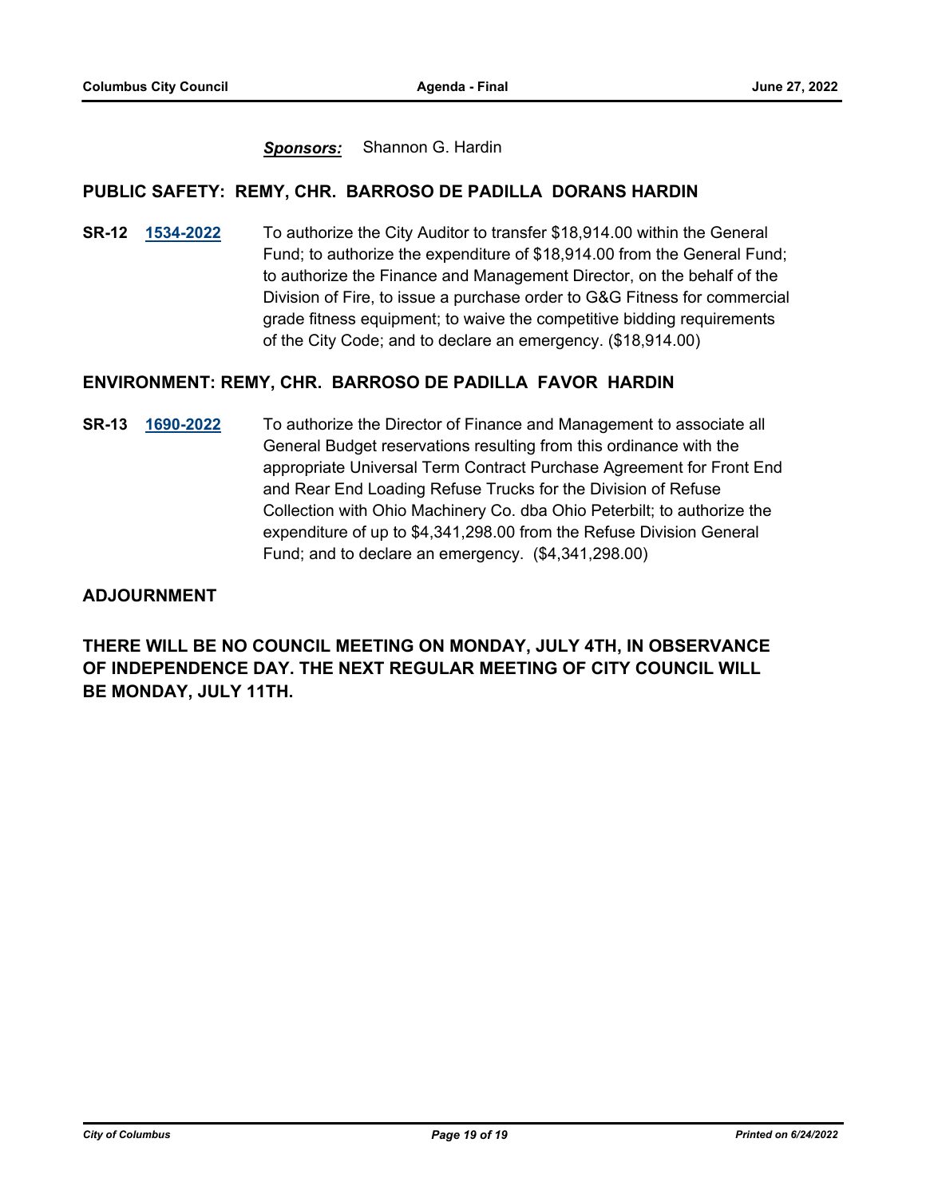***Sponsors:*** Shannon G. Hardin

## PUBLIC SAFETY: REMY, CHR. BARROSO DE PADILLA DORANS HARDIN

**SR-12** **1534-2022** To authorize the City Auditor to transfer $18,914.00 within the General Fund; to authorize the expenditure of $18,914.00 from the General Fund; to authorize the Finance and Management Director, on the behalf of the Division of Fire, to issue a purchase order to G&G Fitness for commercial grade fitness equipment; to waive the competitive bidding requirements of the City Code; and to declare an emergency. ($18,914.00)

## ENVIRONMENT: REMY, CHR. BARROSO DE PADILLA FAVOR HARDIN

**SR-13** **1690-2022** To authorize the Director of Finance and Management to associate all General Budget reservations resulting from this ordinance with the appropriate Universal Term Contract Purchase Agreement for Front End and Rear End Loading Refuse Trucks for the Division of Refuse Collection with Ohio Machinery Co. dba Ohio Peterbilt; to authorize the expenditure of up to $4,341,298.00 from the Refuse Division General Fund; and to declare an emergency. ($4,341,298.00)

## ADJOURNMENT

**THERE WILL BE NO COUNCIL MEETING ON MONDAY, JULY 4TH, IN OBSERVANCE OF INDEPENDENCE DAY. THE NEXT REGULAR MEETING OF CITY COUNCIL WILL BE MONDAY, JULY 11TH.**